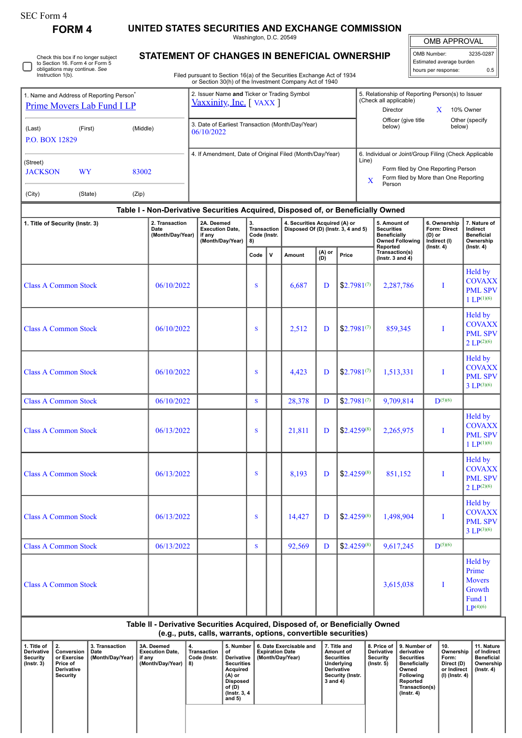SEC Form 4

# FORM 4

## UNITED STATES SECURITIES AND EXCHANGE COMMISSION

Washington, D.C. 20549

## STATEMENT OF CHANGES IN BENEFICIAL OWNERSHIP

Filed pursuant to Section 16(a) of the Securities Exchange Act of 1934 or Section 30(h) of the Investment Company Act of 1940

| OMB APPROVAL | |
|---|---|
| OMB Number: | 3235-0287 |
| Estimated average burden | |
| hours per response: | 0.5 |

☐ Check this box if no longer subject to Section 16. Form 4 or Form 5 obligations may continue. *See* Instruction 1(b).

1. Name and Address of Reporting Person*
Prime Movers Lab Fund I LP

(Last) (First) (Middle)
P.O. BOX 12829

(Street)
JACKSON WY 83002

(City) (State) (Zip)

2. Issuer Name **and** Ticker or Trading Symbol
Vaxxinity, Inc. [ VAXX ]

3. Date of Earliest Transaction (Month/Day/Year)
06/10/2022

4. If Amendment, Date of Original Filed (Month/Day/Year)

5. Relationship of Reporting Person(s) to Issuer (Check all applicable)
Director
X 10% Owner
Officer (give title below)
Other (specify below)

6. Individual or Joint/Group Filing (Check Applicable Line)
Form filed by One Reporting Person
X Form filed by More than One Reporting Person

### Table I - Non-Derivative Securities Acquired, Disposed of, or Beneficially Owned

| 1. Title of Security (Instr. 3) | 2. Transaction Date (Month/Day/Year) | 2A. Deemed Execution Date, if any (Month/Day/Year) | 3. Transaction Code (Instr. 8) | | 4. Securities Acquired (A) or Disposed Of (D) (Instr. 3, 4 and 5) | | | 5. Amount of Securities Beneficially Owned Following Reported Transaction(s) (Instr. 3 and 4) | 6. Ownership Form: Direct (D) or Indirect (I) (Instr. 4) | 7. Nature of Indirect Beneficial Ownership (Instr. 4) |
|---|---|---|---|---|---|---|---|---|---|---|
| | | | Code | V | Amount | (A) or (D) | Price | | | |
| Class A Common Stock | 06/10/2022 | | S | | 6,687 | D | $2.7981[7] | 2,287,786 | I | Held by COVAXX PML SPV 1 LP[1][6] |
| Class A Common Stock | 06/10/2022 | | S | | 2,512 | D | $2.7981[7] | 859,345 | I | Held by COVAXX PML SPV 2 LP[2][6] |
| Class A Common Stock | 06/10/2022 | | S | | 4,423 | D | $2.7981[7] | 1,513,331 | I | Held by COVAXX PML SPV 3 LP[3][6] |
| Class A Common Stock | 06/10/2022 | | S | | 28,378 | D | $2.7981[7] | 9,709,814 | D[5][6] | |
| Class A Common Stock | 06/13/2022 | | S | | 21,811 | D | $2.4259[8] | 2,265,975 | I | Held by COVAXX PML SPV 1 LP[1][6] |
| Class A Common Stock | 06/13/2022 | | S | | 8,193 | D | $2.4259[8] | 851,152 | I | Held by COVAXX PML SPV 2 LP[2][6] |
| Class A Common Stock | 06/13/2022 | | S | | 14,427 | D | $2.4259[8] | 1,498,904 | I | Held by COVAXX PML SPV 3 LP[3][6] |
| Class A Common Stock | 06/13/2022 | | S | | 92,569 | D | $2.4259[8] | 9,617,245 | D[5][6] | |
| Class A Common Stock | | | | | | | | 3,615,038 | I | Held by Prime Movers Growth Fund 1 LP[4][6] |

### Table II - Derivative Securities Acquired, Disposed of, or Beneficially Owned (e.g., puts, calls, warrants, options, convertible securities)

| 1. Title of Derivative Security (Instr. 3) | 2. Conversion or Exercise Price of Derivative Security | 3. Transaction Date (Month/Day/Year) | 3A. Deemed Execution Date, if any (Month/Day/Year) | 4. Transaction Code (Instr. 8) | 5. Number of Derivative Securities Acquired (A) or Disposed of (D) (Instr. 3, 4 and 5) | 6. Date Exercisable and Expiration Date (Month/Day/Year) | 7. Title and Amount of Securities Underlying Derivative Security (Instr. 3 and 4) | 8. Price of Derivative Security (Instr. 5) | 9. Number of derivative Securities Beneficially Owned Following Reported Transaction(s) (Instr. 4) | 10. Ownership Form: Direct (D) or Indirect (I) (Instr. 4) | 11. Nature of Indirect Beneficial Ownership (Instr. 4) |
|---|---|---|---|---|---|---|---|---|---|---|---|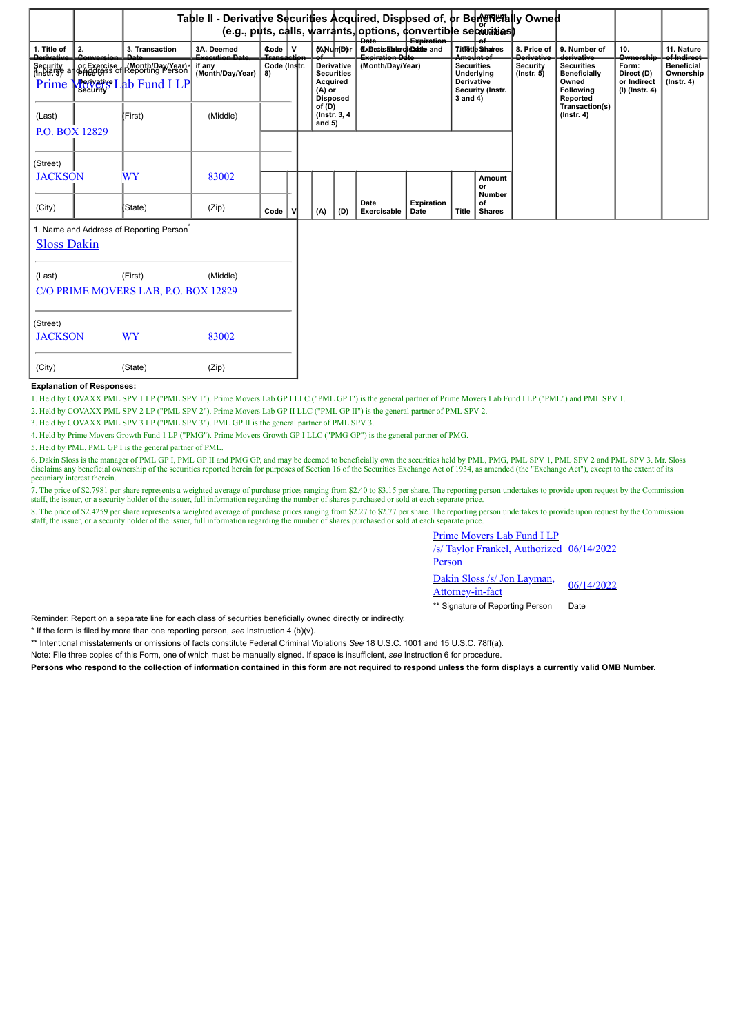## Table II - Derivative Securities Acquired, Disposed of, or Beneficially Owned
### (e.g., puts, calls, warrants, options, convertible securities)

| 1. Title of Derivative Security (Instr. 3) | 2. Conversion or Exercise Price of Derivative Security | 3. Transaction Date (Month/Day/Year) | 3A. Deemed Execution Date, if any (Month/Day/Year) | 4. Transaction Code (Instr. 8) | | 5. Number of Derivative Securities Acquired (A) or Disposed of (D) (Instr. 3, 4 and 5) | | 6. Date Exercisable and Expiration Date (Month/Day/Year) | | 7. Title and Amount of Securities Underlying Derivative Security (Instr. 3 and 4) | | 8. Price of Derivative Security (Instr. 5) | 9. Number of derivative Securities Beneficially Owned Following Reported Transaction(s) (Instr. 4) | 10. Ownership Form: Direct (D) or Indirect (I) (Instr. 4) | 11. Nature of Indirect Beneficial Ownership (Instr. 4) |
|---|---|---|---|---|---|---|---|---|---|---|---|---|---|---|---|
| | | | | Code | V | (A) | (D) | Date Exercisable | Expiration Date | Title | Amount or Number of Shares | | | | |

1. Name and Address of Reporting Person*
Prime Movers Lab Fund I LP

| (Last) | (First) | (Middle) |
|---|---|---|
| P.O. BOX 12829 | | |
| (Street) | | |
| JACKSON | WY | 83002 |
| (City) | (State) | (Zip) |

1. Name and Address of Reporting Person*
Sloss Dakin

| (Last) | (First) | (Middle) |
|---|---|---|
| C/O PRIME MOVERS LAB, P.O. BOX 12829 | | |
| (Street) | | |
| JACKSON | WY | 83002 |
| (City) | (State) | (Zip) |

**Explanation of Responses:**

1. Held by COVAXX PML SPV 1 LP ("PML SPV 1"). Prime Movers Lab GP I LLC ("PML GP I") is the general partner of Prime Movers Lab Fund I LP ("PML") and PML SPV 1.
2. Held by COVAXX PML SPV 2 LP ("PML SPV 2"). Prime Movers Lab GP II LLC ("PML GP II") is the general partner of PML SPV 2.
3. Held by COVAXX PML SPV 3 LP ("PML SPV 3"). PML GP II is the general partner of PML SPV 3.
4. Held by Prime Movers Growth Fund 1 LP ("PMG"). Prime Movers Growth GP I LLC ("PMG GP") is the general partner of PMG.
5. Held by PML. PML GP I is the general partner of PML.
6. Dakin Sloss is the manager of PML GP I, PML GP II and PMG GP, and may be deemed to beneficially own the securities held by PML, PMG, PML SPV 1, PML SPV 2 and PML SPV 3. Mr. Sloss disclaims any beneficial ownership of the securities reported herein for purposes of Section 16 of the Securities Exchange Act of 1934, as amended (the "Exchange Act"), except to the extent of its pecuniary interest therein.
7. The price of $2.7981 per share represents a weighted average of purchase prices ranging from $2.40 to $3.15 per share. The reporting person undertakes to provide upon request by the Commission staff, the issuer, or a security holder of the issuer, full information regarding the number of shares purchased or sold at each separate price.
8. The price of $2.4259 per share represents a weighted average of purchase prices ranging from $2.27 to $2.77 per share. The reporting person undertakes to provide upon request by the Commission staff, the issuer, or a security holder of the issuer, full information regarding the number of shares purchased or sold at each separate price.

| | |
|---|---|
| Prime Movers Lab Fund I LP /s/ Taylor Frankel, Authorized Person | 06/14/2022 |
| Dakin Sloss /s/ Jon Layman, Attorney-in-fact | 06/14/2022 |
| ** Signature of Reporting Person | Date |

Reminder: Report on a separate line for each class of securities beneficially owned directly or indirectly.

* If the form is filed by more than one reporting person, *see* Instruction 4 (b)(v).

** Intentional misstatements or omissions of facts constitute Federal Criminal Violations *See* 18 U.S.C. 1001 and 15 U.S.C. 78ff(a).

Note: File three copies of this Form, one of which must be manually signed. If space is insufficient, *see* Instruction 6 for procedure.

**Persons who respond to the collection of information contained in this form are not required to respond unless the form displays a currently valid OMB Number.**